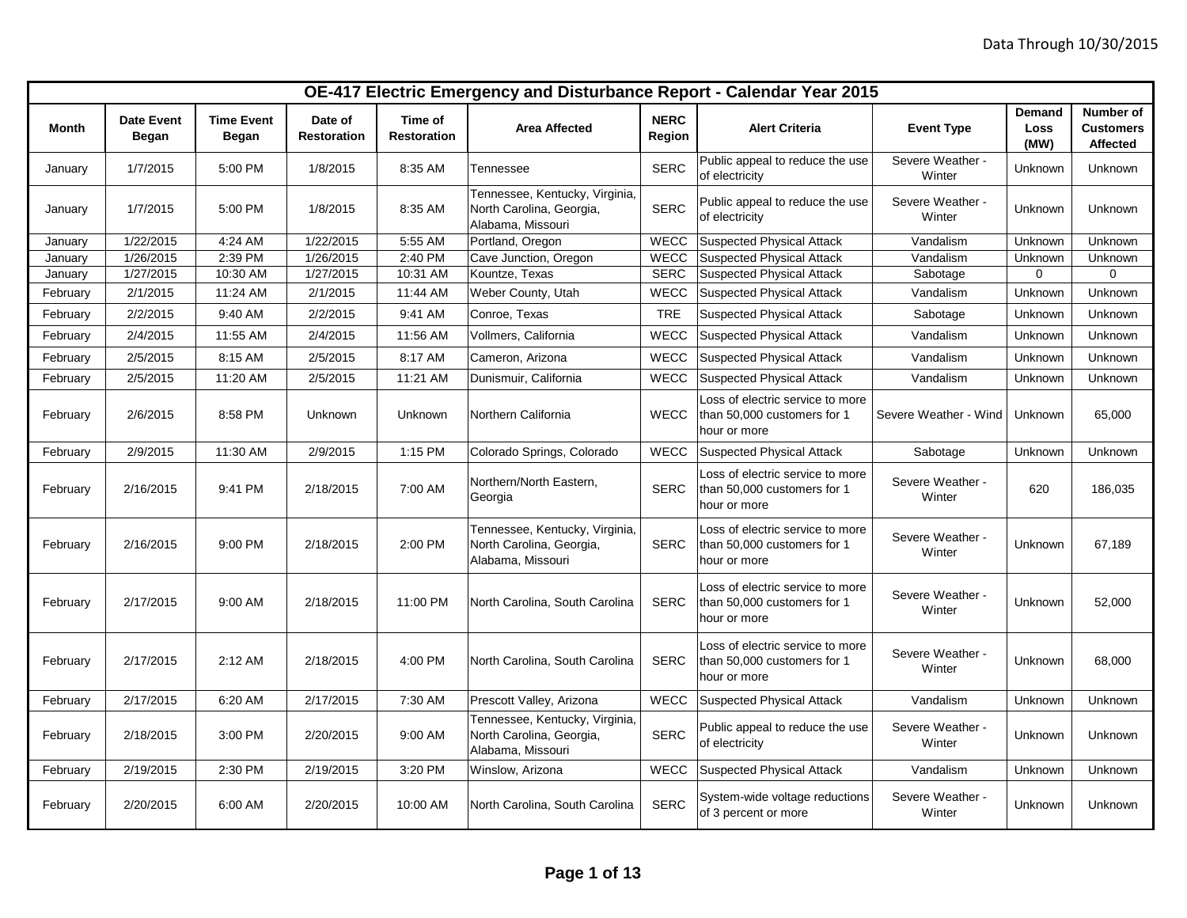Data Through 10/30/2015

| OE-417 Electric Emergency and Disturbance Report - Calendar Year 2015 | | | | | | | | | | |
|---|---|---|---|---|---|---|---|---|---|---|
| **Month** | **Date Event Began** | **Time Event Began** | **Date of Restoration** | **Time of Restoration** | **Area Affected** | **NERC Region** | **Alert Criteria** | **Event Type** | **Demand Loss (MW)** | **Number of Customers Affected** |
| January | 1/7/2015 | 5:00 PM | 1/8/2015 | 8:35 AM | Tennessee | SERC | Public appeal to reduce the use of electricity | Severe Weather - Winter | Unknown | Unknown |
| January | 1/7/2015 | 5:00 PM | 1/8/2015 | 8:35 AM | Tennessee, Kentucky, Virginia, North Carolina, Georgia, Alabama, Missouri | SERC | Public appeal to reduce the use of electricity | Severe Weather - Winter | Unknown | Unknown |
| January | 1/22/2015 | 4:24 AM | 1/22/2015 | 5:55 AM | Portland, Oregon | WECC | Suspected Physical Attack | Vandalism | Unknown | Unknown |
| January | 1/26/2015 | 2:39 PM | 1/26/2015 | 2:40 PM | Cave Junction, Oregon | WECC | Suspected Physical Attack | Vandalism | Unknown | Unknown |
| January | 1/27/2015 | 10:30 AM | 1/27/2015 | 10:31 AM | Kountze, Texas | SERC | Suspected Physical Attack | Sabotage | 0 | 0 |
| February | 2/1/2015 | 11:24 AM | 2/1/2015 | 11:44 AM | Weber County, Utah | WECC | Suspected Physical Attack | Vandalism | Unknown | Unknown |
| February | 2/2/2015 | 9:40 AM | 2/2/2015 | 9:41 AM | Conroe, Texas | TRE | Suspected Physical Attack | Sabotage | Unknown | Unknown |
| February | 2/4/2015 | 11:55 AM | 2/4/2015 | 11:56 AM | Vollmers, California | WECC | Suspected Physical Attack | Vandalism | Unknown | Unknown |
| February | 2/5/2015 | 8:15 AM | 2/5/2015 | 8:17 AM | Cameron, Arizona | WECC | Suspected Physical Attack | Vandalism | Unknown | Unknown |
| February | 2/5/2015 | 11:20 AM | 2/5/2015 | 11:21 AM | Dunismuir, California | WECC | Suspected Physical Attack | Vandalism | Unknown | Unknown |
| February | 2/6/2015 | 8:58 PM | Unknown | Unknown | Northern California | WECC | Loss of electric service to more than 50,000 customers for 1 hour or more | Severe Weather - Wind | Unknown | 65,000 |
| February | 2/9/2015 | 11:30 AM | 2/9/2015 | 1:15 PM | Colorado Springs, Colorado | WECC | Suspected Physical Attack | Sabotage | Unknown | Unknown |
| February | 2/16/2015 | 9:41 PM | 2/18/2015 | 7:00 AM | Northern/North Eastern, Georgia | SERC | Loss of electric service to more than 50,000 customers for 1 hour or more | Severe Weather - Winter | 620 | 186,035 |
| February | 2/16/2015 | 9:00 PM | 2/18/2015 | 2:00 PM | Tennessee, Kentucky, Virginia, North Carolina, Georgia, Alabama, Missouri | SERC | Loss of electric service to more than 50,000 customers for 1 hour or more | Severe Weather - Winter | Unknown | 67,189 |
| February | 2/17/2015 | 9:00 AM | 2/18/2015 | 11:00 PM | North Carolina, South Carolina | SERC | Loss of electric service to more than 50,000 customers for 1 hour or more | Severe Weather - Winter | Unknown | 52,000 |
| February | 2/17/2015 | 2:12 AM | 2/18/2015 | 4:00 PM | North Carolina, South Carolina | SERC | Loss of electric service to more than 50,000 customers for 1 hour or more | Severe Weather - Winter | Unknown | 68,000 |
| February | 2/17/2015 | 6:20 AM | 2/17/2015 | 7:30 AM | Prescott Valley, Arizona | WECC | Suspected Physical Attack | Vandalism | Unknown | Unknown |
| February | 2/18/2015 | 3:00 PM | 2/20/2015 | 9:00 AM | Tennessee, Kentucky, Virginia, North Carolina, Georgia, Alabama, Missouri | SERC | Public appeal to reduce the use of electricity | Severe Weather - Winter | Unknown | Unknown |
| February | 2/19/2015 | 2:30 PM | 2/19/2015 | 3:20 PM | Winslow, Arizona | WECC | Suspected Physical Attack | Vandalism | Unknown | Unknown |
| February | 2/20/2015 | 6:00 AM | 2/20/2015 | 10:00 AM | North Carolina, South Carolina | SERC | System-wide voltage reductions of 3 percent or more | Severe Weather - Winter | Unknown | Unknown |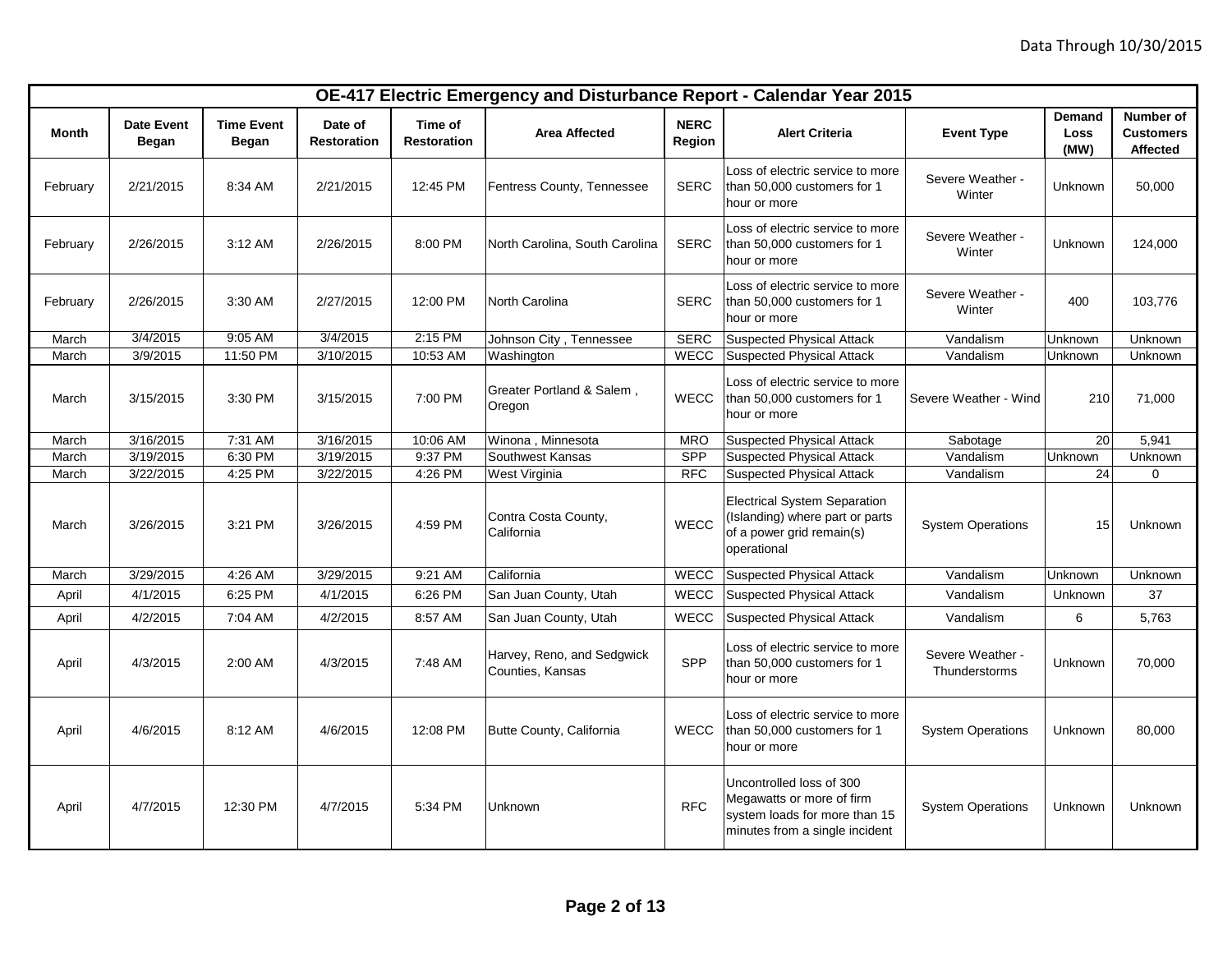Data Through 10/30/2015

| OE-417 Electric Emergency and Disturbance Report - Calendar Year 2015 | | | | | | | | | | |
|---|---|---|---|---|---|---|---|---|---|---|
| **Month** | **Date Event Began** | **Time Event Began** | **Date of Restoration** | **Time of Restoration** | **Area Affected** | **NERC Region** | **Alert Criteria** | **Event Type** | **Demand Loss (MW)** | **Number of Customers Affected** |
| February | 2/21/2015 | 8:34 AM | 2/21/2015 | 12:45 PM | Fentress County, Tennessee | SERC | Loss of electric service to more than 50,000 customers for 1 hour or more | Severe Weather - Winter | Unknown | 50,000 |
| February | 2/26/2015 | 3:12 AM | 2/26/2015 | 8:00 PM | North Carolina, South Carolina | SERC | Loss of electric service to more than 50,000 customers for 1 hour or more | Severe Weather - Winter | Unknown | 124,000 |
| February | 2/26/2015 | 3:30 AM | 2/27/2015 | 12:00 PM | North Carolina | SERC | Loss of electric service to more than 50,000 customers for 1 hour or more | Severe Weather - Winter | 400 | 103,776 |
| March | 3/4/2015 | 9:05 AM | 3/4/2015 | 2:15 PM | Johnson City , Tennessee | SERC | Suspected Physical Attack | Vandalism | Unknown | Unknown |
| March | 3/9/2015 | 11:50 PM | 3/10/2015 | 10:53 AM | Washington | WECC | Suspected Physical Attack | Vandalism | Unknown | Unknown |
| March | 3/15/2015 | 3:30 PM | 3/15/2015 | 7:00 PM | Greater Portland & Salem , Oregon | WECC | Loss of electric service to more than 50,000 customers for 1 hour or more | Severe Weather - Wind | 210 | 71,000 |
| March | 3/16/2015 | 7:31 AM | 3/16/2015 | 10:06 AM | Winona , Minnesota | MRO | Suspected Physical Attack | Sabotage | 20 | 5,941 |
| March | 3/19/2015 | 6:30 PM | 3/19/2015 | 9:37 PM | Southwest Kansas | SPP | Suspected Physical Attack | Vandalism | Unknown | Unknown |
| March | 3/22/2015 | 4:25 PM | 3/22/2015 | 4:26 PM | West Virginia | RFC | Suspected Physical Attack | Vandalism | 24 | 0 |
| March | 3/26/2015 | 3:21 PM | 3/26/2015 | 4:59 PM | Contra Costa County, California | WECC | Electrical System Separation (Islanding) where part or parts of a power grid remain(s) operational | System Operations | 15 | Unknown |
| March | 3/29/2015 | 4:26 AM | 3/29/2015 | 9:21 AM | California | WECC | Suspected Physical Attack | Vandalism | Unknown | Unknown |
| April | 4/1/2015 | 6:25 PM | 4/1/2015 | 6:26 PM | San Juan County, Utah | WECC | Suspected Physical Attack | Vandalism | Unknown | 37 |
| April | 4/2/2015 | 7:04 AM | 4/2/2015 | 8:57 AM | San Juan County, Utah | WECC | Suspected Physical Attack | Vandalism | 6 | 5,763 |
| April | 4/3/2015 | 2:00 AM | 4/3/2015 | 7:48 AM | Harvey, Reno, and Sedgwick Counties, Kansas | SPP | Loss of electric service to more than 50,000 customers for 1 hour or more | Severe Weather - Thunderstorms | Unknown | 70,000 |
| April | 4/6/2015 | 8:12 AM | 4/6/2015 | 12:08 PM | Butte County, California | WECC | Loss of electric service to more than 50,000 customers for 1 hour or more | System Operations | Unknown | 80,000 |
| April | 4/7/2015 | 12:30 PM | 4/7/2015 | 5:34 PM | Unknown | RFC | Uncontrolled loss of 300 Megawatts or more of firm system loads for more than 15 minutes from a single incident | System Operations | Unknown | Unknown |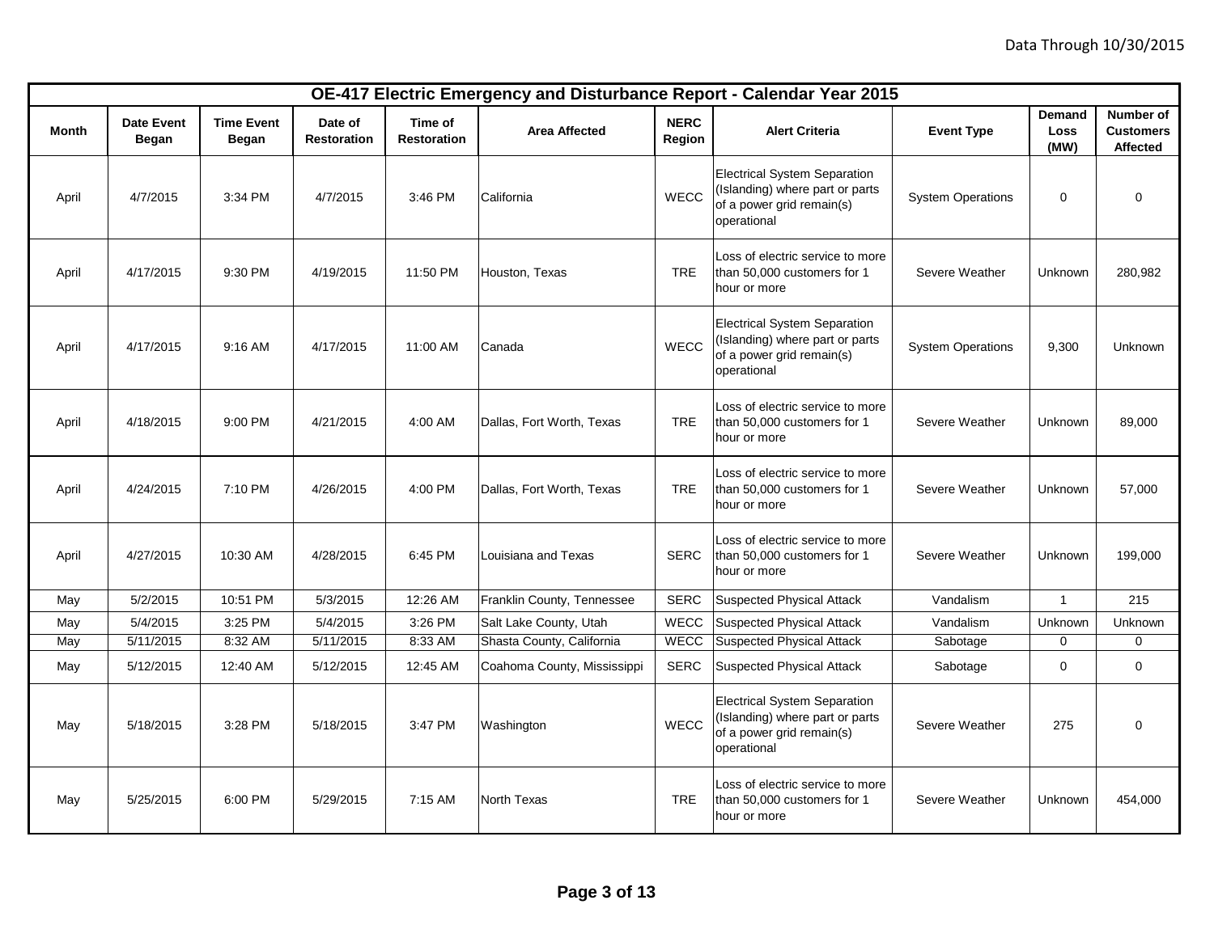Data Through 10/30/2015

| OE-417 Electric Emergency and Disturbance Report - Calendar Year 2015 | | | | | | | | | | |
|---|---|---|---|---|---|---|---|---|---|---|
| Month | Date Event Began | Time Event Began | Date of Restoration | Time of Restoration | Area Affected | NERC Region | Alert Criteria | Event Type | Demand Loss (MW) | Number of Customers Affected |
| April | 4/7/2015 | 3:34 PM | 4/7/2015 | 3:46 PM | California | WECC | Electrical System Separation (Islanding) where part or parts of a power grid remain(s) operational | System Operations | 0 | 0 |
| April | 4/17/2015 | 9:30 PM | 4/19/2015 | 11:50 PM | Houston, Texas | TRE | Loss of electric service to more than 50,000 customers for 1 hour or more | Severe Weather | Unknown | 280,982 |
| April | 4/17/2015 | 9:16 AM | 4/17/2015 | 11:00 AM | Canada | WECC | Electrical System Separation (Islanding) where part or parts of a power grid remain(s) operational | System Operations | 9,300 | Unknown |
| April | 4/18/2015 | 9:00 PM | 4/21/2015 | 4:00 AM | Dallas, Fort Worth, Texas | TRE | Loss of electric service to more than 50,000 customers for 1 hour or more | Severe Weather | Unknown | 89,000 |
| April | 4/24/2015 | 7:10 PM | 4/26/2015 | 4:00 PM | Dallas, Fort Worth, Texas | TRE | Loss of electric service to more than 50,000 customers for 1 hour or more | Severe Weather | Unknown | 57,000 |
| April | 4/27/2015 | 10:30 AM | 4/28/2015 | 6:45 PM | Louisiana and Texas | SERC | Loss of electric service to more than 50,000 customers for 1 hour or more | Severe Weather | Unknown | 199,000 |
| May | 5/2/2015 | 10:51 PM | 5/3/2015 | 12:26 AM | Franklin County, Tennessee | SERC | Suspected Physical Attack | Vandalism | 1 | 215 |
| May | 5/4/2015 | 3:25 PM | 5/4/2015 | 3:26 PM | Salt Lake County, Utah | WECC | Suspected Physical Attack | Vandalism | Unknown | Unknown |
| May | 5/11/2015 | 8:32 AM | 5/11/2015 | 8:33 AM | Shasta County, California | WECC | Suspected Physical Attack | Sabotage | 0 | 0 |
| May | 5/12/2015 | 12:40 AM | 5/12/2015 | 12:45 AM | Coahoma County, Mississippi | SERC | Suspected Physical Attack | Sabotage | 0 | 0 |
| May | 5/18/2015 | 3:28 PM | 5/18/2015 | 3:47 PM | Washington | WECC | Electrical System Separation (Islanding) where part or parts of a power grid remain(s) operational | Severe Weather | 275 | 0 |
| May | 5/25/2015 | 6:00 PM | 5/29/2015 | 7:15 AM | North Texas | TRE | Loss of electric service to more than 50,000 customers for 1 hour or more | Severe Weather | Unknown | 454,000 |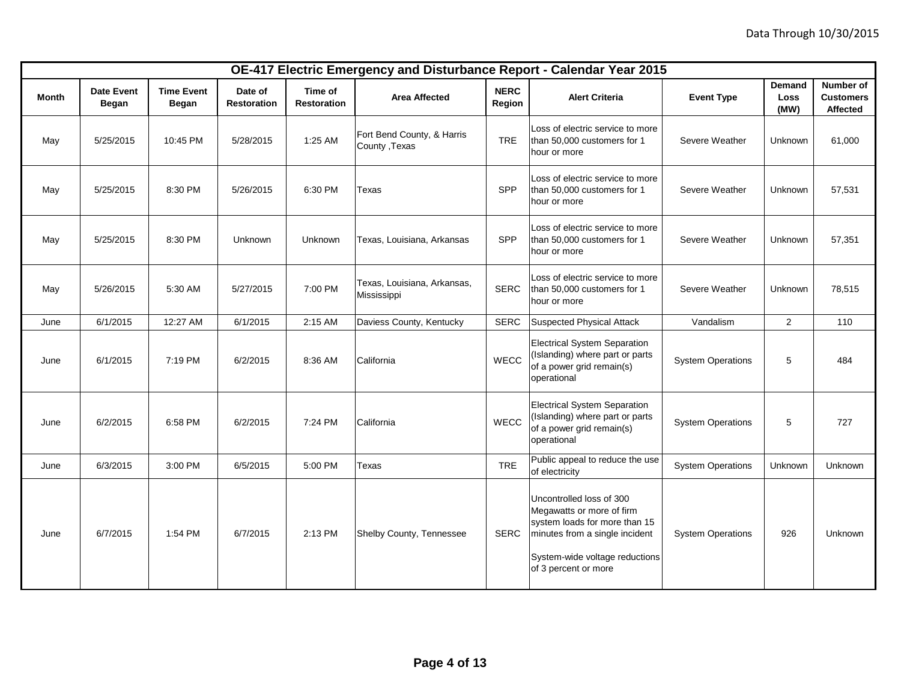Data Through 10/30/2015

| OE-417 Electric Emergency and Disturbance Report - Calendar Year 2015 | | | | | | | | | | |
|---|---|---|---|---|---|---|---|---|---|---|
| **Month** | **Date Event Began** | **Time Event Began** | **Date of Restoration** | **Time of Restoration** | **Area Affected** | **NERC Region** | **Alert Criteria** | **Event Type** | **Demand Loss (MW)** | **Number of Customers Affected** |
| May | 5/25/2015 | 10:45 PM | 5/28/2015 | 1:25 AM | Fort Bend County, & Harris County ,Texas | TRE | Loss of electric service to more than 50,000 customers for 1 hour or more | Severe Weather | Unknown | 61,000 |
| May | 5/25/2015 | 8:30 PM | 5/26/2015 | 6:30 PM | Texas | SPP | Loss of electric service to more than 50,000 customers for 1 hour or more | Severe Weather | Unknown | 57,531 |
| May | 5/25/2015 | 8:30 PM | Unknown | Unknown | Texas, Louisiana, Arkansas | SPP | Loss of electric service to more than 50,000 customers for 1 hour or more | Severe Weather | Unknown | 57,351 |
| May | 5/26/2015 | 5:30 AM | 5/27/2015 | 7:00 PM | Texas, Louisiana, Arkansas, Mississippi | SERC | Loss of electric service to more than 50,000 customers for 1 hour or more | Severe Weather | Unknown | 78,515 |
| June | 6/1/2015 | 12:27 AM | 6/1/2015 | 2:15 AM | Daviess County, Kentucky | SERC | Suspected Physical Attack | Vandalism | 2 | 110 |
| June | 6/1/2015 | 7:19 PM | 6/2/2015 | 8:36 AM | California | WECC | Electrical System Separation (Islanding) where part or parts of a power grid remain(s) operational | System Operations | 5 | 484 |
| June | 6/2/2015 | 6:58 PM | 6/2/2015 | 7:24 PM | California | WECC | Electrical System Separation (Islanding) where part or parts of a power grid remain(s) operational | System Operations | 5 | 727 |
| June | 6/3/2015 | 3:00 PM | 6/5/2015 | 5:00 PM | Texas | TRE | Public appeal to reduce the use of electricity | System Operations | Unknown | Unknown |
| June | 6/7/2015 | 1:54 PM | 6/7/2015 | 2:13 PM | Shelby County, Tennessee | SERC | Uncontrolled loss of 300 Megawatts or more of firm system loads for more than 15 minutes from a single incident<br><br>System-wide voltage reductions of 3 percent or more | System Operations | 926 | Unknown |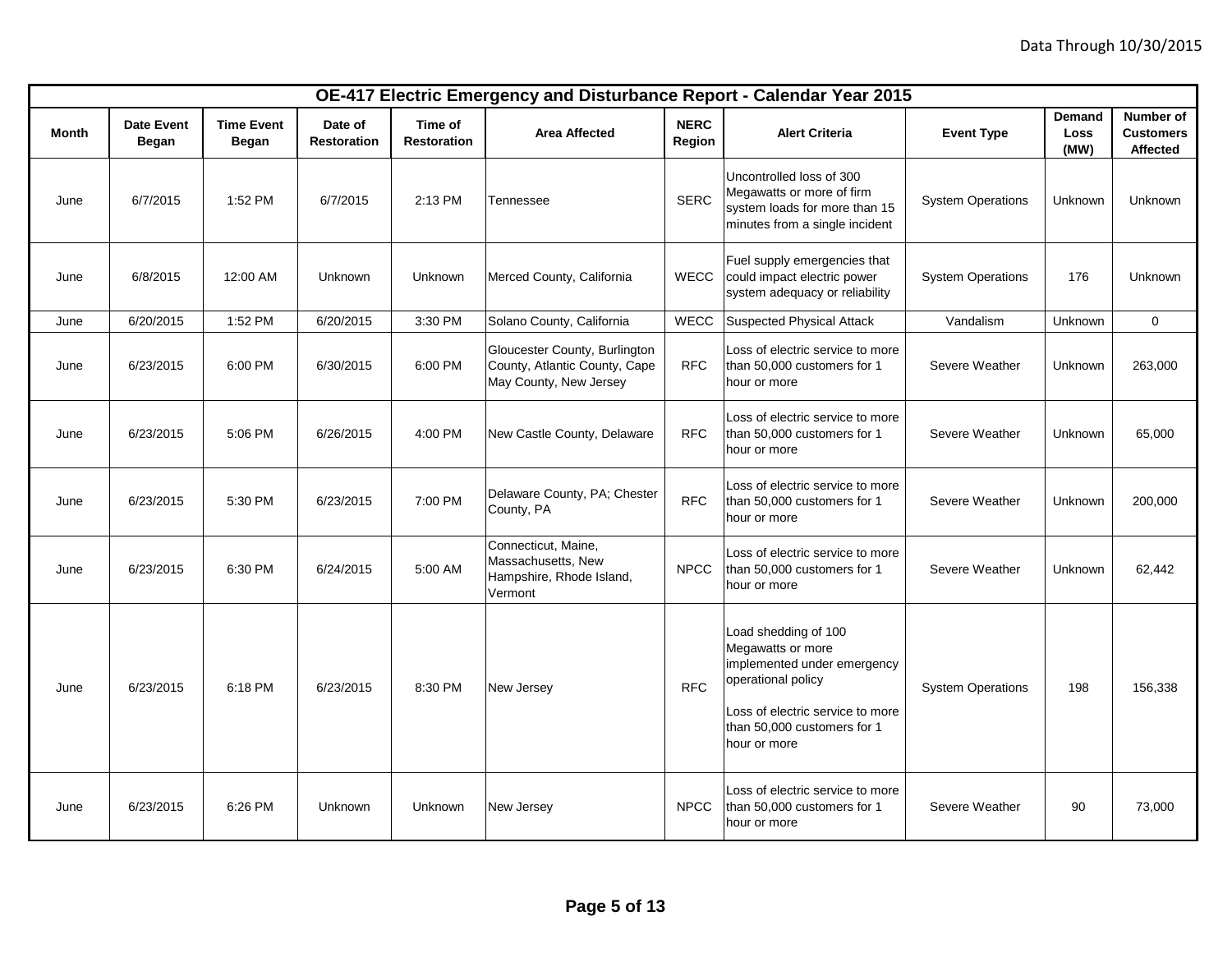Data Through 10/30/2015

| OE-417 Electric Emergency and Disturbance Report - Calendar Year 2015 | | | | | | | | | | |
|---|---|---|---|---|---|---|---|---|---|---|
| **Month** | **Date Event Began** | **Time Event Began** | **Date of Restoration** | **Time of Restoration** | **Area Affected** | **NERC Region** | **Alert Criteria** | **Event Type** | **Demand Loss (MW)** | **Number of Customers Affected** |
| June | 6/7/2015 | 1:52 PM | 6/7/2015 | 2:13 PM | Tennessee | SERC | Uncontrolled loss of 300 Megawatts or more of firm system loads for more than 15 minutes from a single incident | System Operations | Unknown | Unknown |
| June | 6/8/2015 | 12:00 AM | Unknown | Unknown | Merced County, California | WECC | Fuel supply emergencies that could impact electric power system adequacy or reliability | System Operations | 176 | Unknown |
| June | 6/20/2015 | 1:52 PM | 6/20/2015 | 3:30 PM | Solano County, California | WECC | Suspected Physical Attack | Vandalism | Unknown | 0 |
| June | 6/23/2015 | 6:00 PM | 6/30/2015 | 6:00 PM | Gloucester County, Burlington County, Atlantic County, Cape May County, New Jersey | RFC | Loss of electric service to more than 50,000 customers for 1 hour or more | Severe Weather | Unknown | 263,000 |
| June | 6/23/2015 | 5:06 PM | 6/26/2015 | 4:00 PM | New Castle County, Delaware | RFC | Loss of electric service to more than 50,000 customers for 1 hour or more | Severe Weather | Unknown | 65,000 |
| June | 6/23/2015 | 5:30 PM | 6/23/2015 | 7:00 PM | Delaware County, PA; Chester County, PA | RFC | Loss of electric service to more than 50,000 customers for 1 hour or more | Severe Weather | Unknown | 200,000 |
| June | 6/23/2015 | 6:30 PM | 6/24/2015 | 5:00 AM | Connecticut, Maine, Massachusetts, New Hampshire, Rhode Island, Vermont | NPCC | Loss of electric service to more than 50,000 customers for 1 hour or more | Severe Weather | Unknown | 62,442 |
| June | 6/23/2015 | 6:18 PM | 6/23/2015 | 8:30 PM | New Jersey | RFC | Load shedding of 100 Megawatts or more implemented under emergency operational policy<br><br>Loss of electric service to more than 50,000 customers for 1 hour or more | System Operations | 198 | 156,338 |
| June | 6/23/2015 | 6:26 PM | Unknown | Unknown | New Jersey | NPCC | Loss of electric service to more than 50,000 customers for 1 hour or more | Severe Weather | 90 | 73,000 |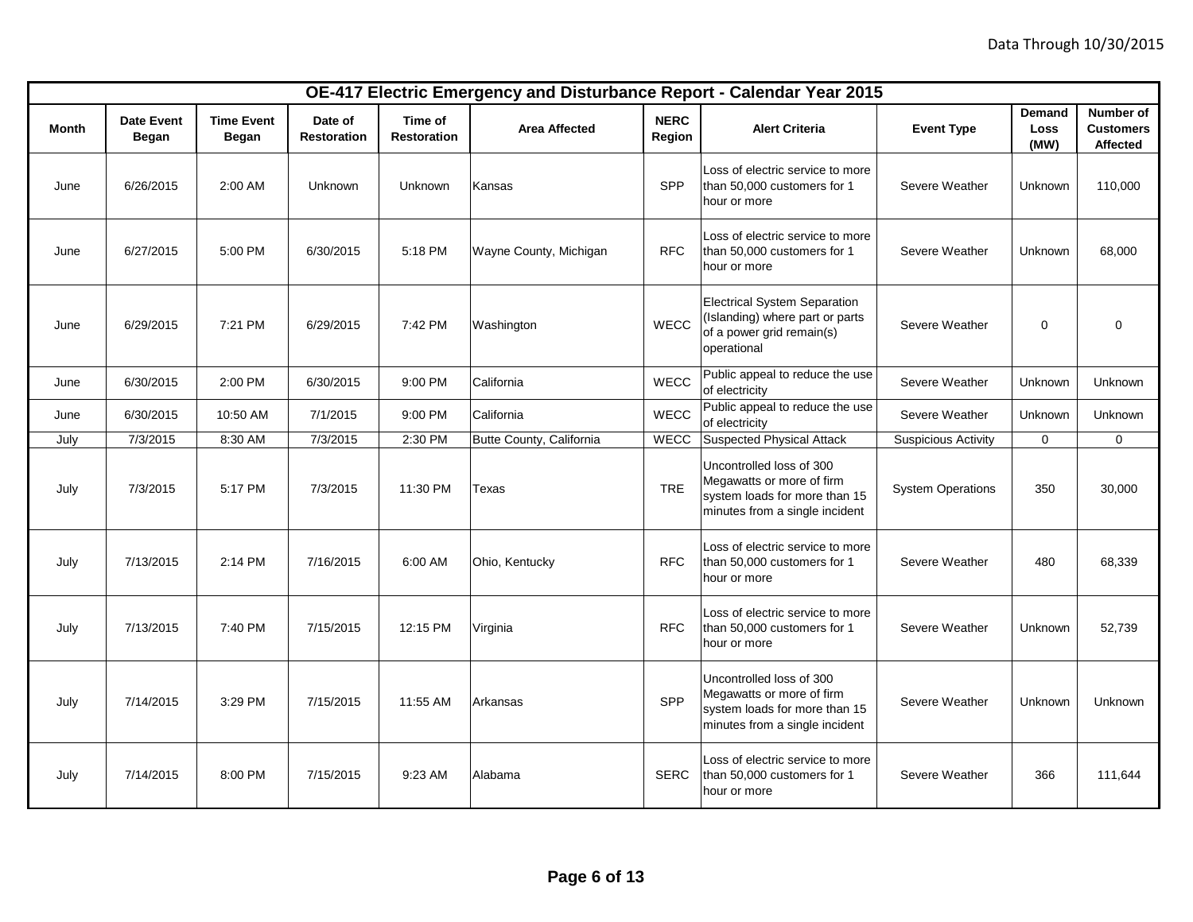Data Through 10/30/2015

| OE-417 Electric Emergency and Disturbance Report - Calendar Year 2015 | | | | | | | | | | |
|---|---|---|---|---|---|---|---|---|---|---|
| **Month** | **Date Event Began** | **Time Event Began** | **Date of Restoration** | **Time of Restoration** | **Area Affected** | **NERC Region** | **Alert Criteria** | **Event Type** | **Demand Loss (MW)** | **Number of Customers Affected** |
| June | 6/26/2015 | 2:00 AM | Unknown | Unknown | Kansas | SPP | Loss of electric service to more than 50,000 customers for 1 hour or more | Severe Weather | Unknown | 110,000 |
| June | 6/27/2015 | 5:00 PM | 6/30/2015 | 5:18 PM | Wayne County, Michigan | RFC | Loss of electric service to more than 50,000 customers for 1 hour or more | Severe Weather | Unknown | 68,000 |
| June | 6/29/2015 | 7:21 PM | 6/29/2015 | 7:42 PM | Washington | WECC | Electrical System Separation (Islanding) where part or parts of a power grid remain(s) operational | Severe Weather | 0 | 0 |
| June | 6/30/2015 | 2:00 PM | 6/30/2015 | 9:00 PM | California | WECC | Public appeal to reduce the use of electricity | Severe Weather | Unknown | Unknown |
| June | 6/30/2015 | 10:50 AM | 7/1/2015 | 9:00 PM | California | WECC | Public appeal to reduce the use of electricity | Severe Weather | Unknown | Unknown |
| July | 7/3/2015 | 8:30 AM | 7/3/2015 | 2:30 PM | Butte County, California | WECC | Suspected Physical Attack | Suspicious Activity | 0 | 0 |
| July | 7/3/2015 | 5:17 PM | 7/3/2015 | 11:30 PM | Texas | TRE | Uncontrolled loss of 300 Megawatts or more of firm system loads for more than 15 minutes from a single incident | System Operations | 350 | 30,000 |
| July | 7/13/2015 | 2:14 PM | 7/16/2015 | 6:00 AM | Ohio, Kentucky | RFC | Loss of electric service to more than 50,000 customers for 1 hour or more | Severe Weather | 480 | 68,339 |
| July | 7/13/2015 | 7:40 PM | 7/15/2015 | 12:15 PM | Virginia | RFC | Loss of electric service to more than 50,000 customers for 1 hour or more | Severe Weather | Unknown | 52,739 |
| July | 7/14/2015 | 3:29 PM | 7/15/2015 | 11:55 AM | Arkansas | SPP | Uncontrolled loss of 300 Megawatts or more of firm system loads for more than 15 minutes from a single incident | Severe Weather | Unknown | Unknown |
| July | 7/14/2015 | 8:00 PM | 7/15/2015 | 9:23 AM | Alabama | SERC | Loss of electric service to more than 50,000 customers for 1 hour or more | Severe Weather | 366 | 111,644 |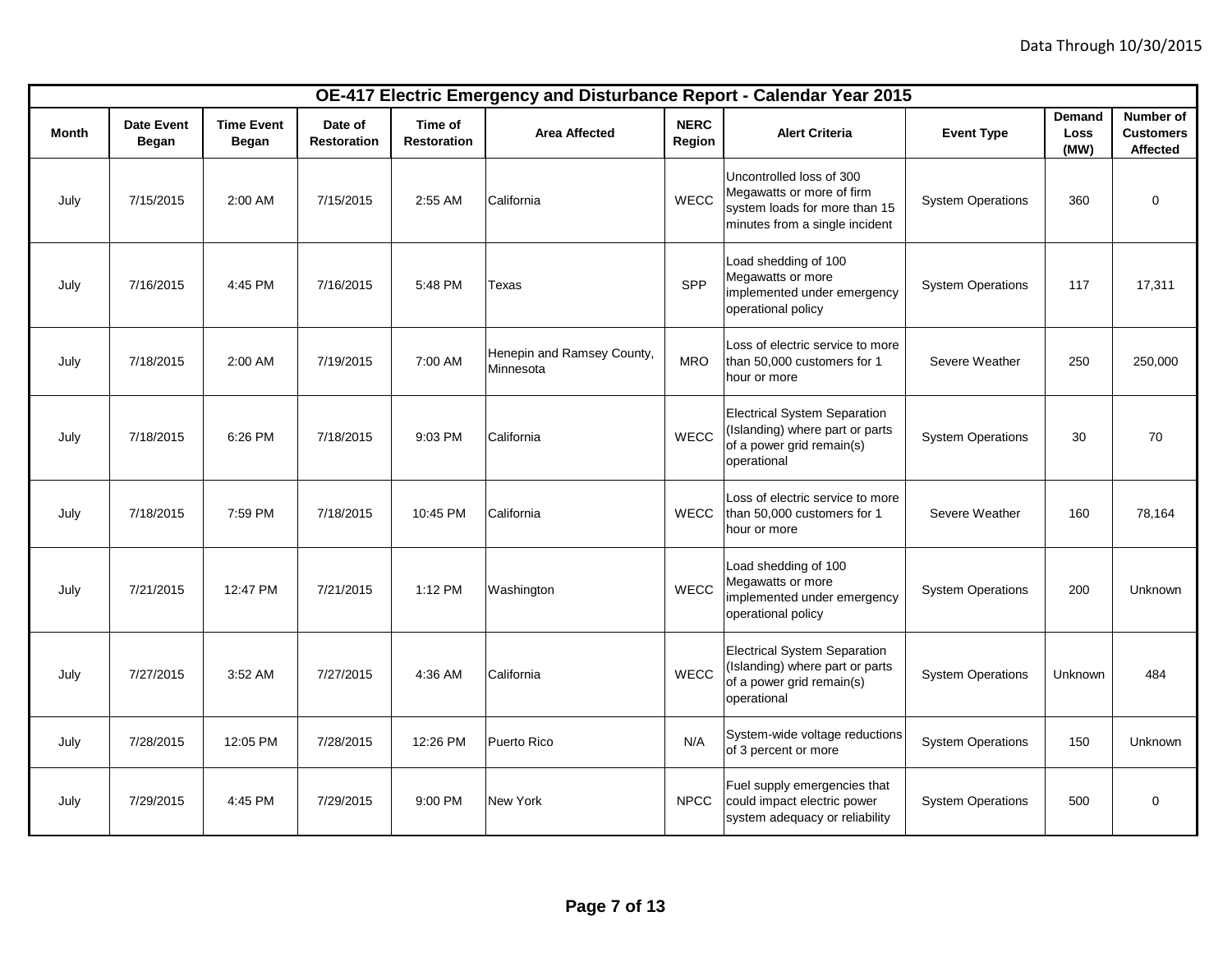Data Through 10/30/2015

| OE-417 Electric Emergency and Disturbance Report - Calendar Year 2015 | | | | | | | | | | |
|---|---|---|---|---|---|---|---|---|---|---|
| **Month** | **Date Event Began** | **Time Event Began** | **Date of Restoration** | **Time of Restoration** | **Area Affected** | **NERC Region** | **Alert Criteria** | **Event Type** | **Demand Loss (MW)** | **Number of Customers Affected** |
| July | 7/15/2015 | 2:00 AM | 7/15/2015 | 2:55 AM | California | WECC | Uncontrolled loss of 300 Megawatts or more of firm system loads for more than 15 minutes from a single incident | System Operations | 360 | 0 |
| July | 7/16/2015 | 4:45 PM | 7/16/2015 | 5:48 PM | Texas | SPP | Load shedding of 100 Megawatts or more implemented under emergency operational policy | System Operations | 117 | 17,311 |
| July | 7/18/2015 | 2:00 AM | 7/19/2015 | 7:00 AM | Henepin and Ramsey County, Minnesota | MRO | Loss of electric service to more than 50,000 customers for 1 hour or more | Severe Weather | 250 | 250,000 |
| July | 7/18/2015 | 6:26 PM | 7/18/2015 | 9:03 PM | California | WECC | Electrical System Separation (Islanding) where part or parts of a power grid remain(s) operational | System Operations | 30 | 70 |
| July | 7/18/2015 | 7:59 PM | 7/18/2015 | 10:45 PM | California | WECC | Loss of electric service to more than 50,000 customers for 1 hour or more | Severe Weather | 160 | 78,164 |
| July | 7/21/2015 | 12:47 PM | 7/21/2015 | 1:12 PM | Washington | WECC | Load shedding of 100 Megawatts or more implemented under emergency operational policy | System Operations | 200 | Unknown |
| July | 7/27/2015 | 3:52 AM | 7/27/2015 | 4:36 AM | California | WECC | Electrical System Separation (Islanding) where part or parts of a power grid remain(s) operational | System Operations | Unknown | 484 |
| July | 7/28/2015 | 12:05 PM | 7/28/2015 | 12:26 PM | Puerto Rico | N/A | System-wide voltage reductions of 3 percent or more | System Operations | 150 | Unknown |
| July | 7/29/2015 | 4:45 PM | 7/29/2015 | 9:00 PM | New York | NPCC | Fuel supply emergencies that could impact electric power system adequacy or reliability | System Operations | 500 | 0 |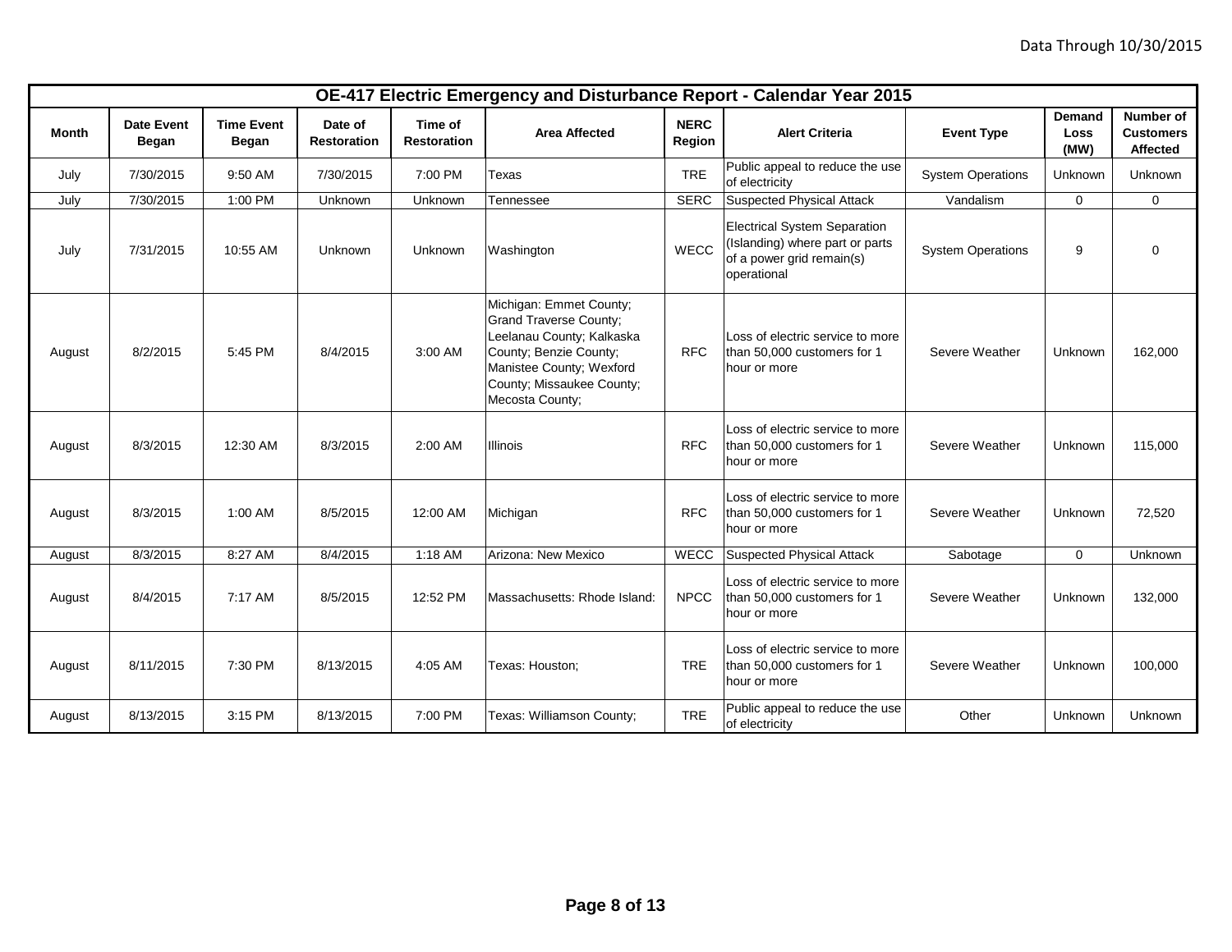Data Through 10/30/2015

| OE-417 Electric Emergency and Disturbance Report - Calendar Year 2015 | | | | | | | | | | |
|---|---|---|---|---|---|---|---|---|---|---|
| **Month** | **Date Event Began** | **Time Event Began** | **Date of Restoration** | **Time of Restoration** | **Area Affected** | **NERC Region** | **Alert Criteria** | **Event Type** | **Demand Loss (MW)** | **Number of Customers Affected** |
| July | 7/30/2015 | 9:50 AM | 7/30/2015 | 7:00 PM | Texas | TRE | Public appeal to reduce the use of electricity | System Operations | Unknown | Unknown |
| July | 7/30/2015 | 1:00 PM | Unknown | Unknown | Tennessee | SERC | Suspected Physical Attack | Vandalism | 0 | 0 |
| July | 7/31/2015 | 10:55 AM | Unknown | Unknown | Washington | WECC | Electrical System Separation (Islanding) where part or parts of a power grid remain(s) operational | System Operations | 9 | 0 |
| August | 8/2/2015 | 5:45 PM | 8/4/2015 | 3:00 AM | Michigan: Emmet County; Grand Traverse County; Leelanau County; Kalkaska County; Benzie County; Manistee County; Wexford County; Missaukee County; Mecosta County; | RFC | Loss of electric service to more than 50,000 customers for 1 hour or more | Severe Weather | Unknown | 162,000 |
| August | 8/3/2015 | 12:30 AM | 8/3/2015 | 2:00 AM | Illinois | RFC | Loss of electric service to more than 50,000 customers for 1 hour or more | Severe Weather | Unknown | 115,000 |
| August | 8/3/2015 | 1:00 AM | 8/5/2015 | 12:00 AM | Michigan | RFC | Loss of electric service to more than 50,000 customers for 1 hour or more | Severe Weather | Unknown | 72,520 |
| August | 8/3/2015 | 8:27 AM | 8/4/2015 | 1:18 AM | Arizona: New Mexico | WECC | Suspected Physical Attack | Sabotage | 0 | Unknown |
| August | 8/4/2015 | 7:17 AM | 8/5/2015 | 12:52 PM | Massachusetts: Rhode Island: | NPCC | Loss of electric service to more than 50,000 customers for 1 hour or more | Severe Weather | Unknown | 132,000 |
| August | 8/11/2015 | 7:30 PM | 8/13/2015 | 4:05 AM | Texas: Houston; | TRE | Loss of electric service to more than 50,000 customers for 1 hour or more | Severe Weather | Unknown | 100,000 |
| August | 8/13/2015 | 3:15 PM | 8/13/2015 | 7:00 PM | Texas: Williamson County; | TRE | Public appeal to reduce the use of electricity | Other | Unknown | Unknown |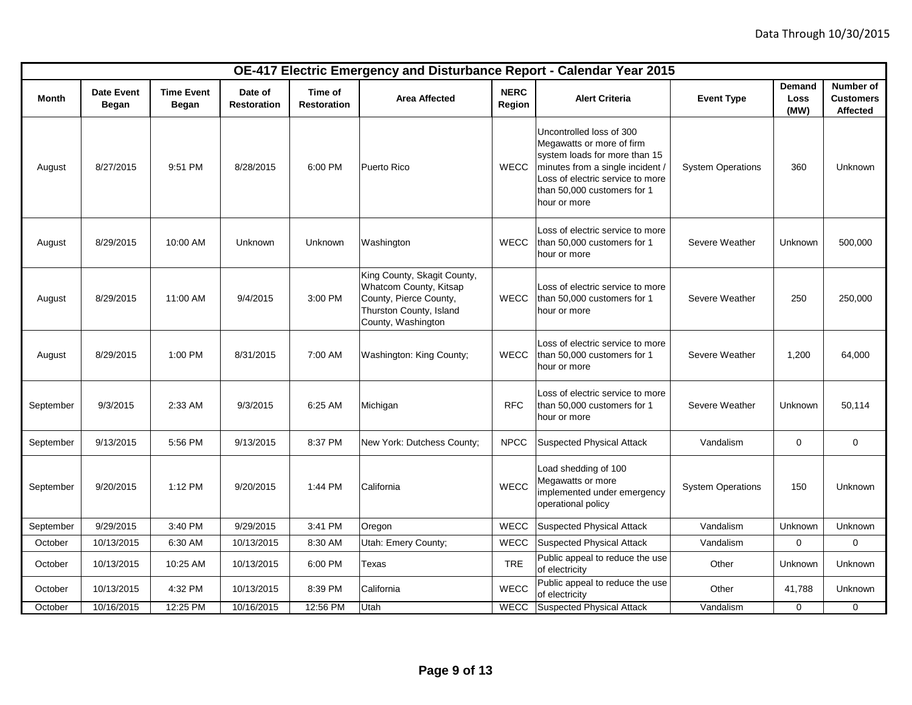Data Through 10/30/2015

| OE-417 Electric Emergency and Disturbance Report - Calendar Year 2015 | | | | | | | | | | |
|---|---|---|---|---|---|---|---|---|---|---|
| **Month** | **Date Event Began** | **Time Event Began** | **Date of Restoration** | **Time of Restoration** | **Area Affected** | **NERC Region** | **Alert Criteria** | **Event Type** | **Demand Loss (MW)** | **Number of Customers Affected** |
| August | 8/27/2015 | 9:51 PM | 8/28/2015 | 6:00 PM | Puerto Rico | WECC | Uncontrolled loss of 300 Megawatts or more of firm system loads for more than 15 minutes from a single incident / Loss of electric service to more than 50,000 customers for 1 hour or more | System Operations | 360 | Unknown |
| August | 8/29/2015 | 10:00 AM | Unknown | Unknown | Washington | WECC | Loss of electric service to more than 50,000 customers for 1 hour or more | Severe Weather | Unknown | 500,000 |
| August | 8/29/2015 | 11:00 AM | 9/4/2015 | 3:00 PM | King County, Skagit County, Whatcom County, Kitsap County, Pierce County, Thurston County, Island County, Washington | WECC | Loss of electric service to more than 50,000 customers for 1 hour or more | Severe Weather | 250 | 250,000 |
| August | 8/29/2015 | 1:00 PM | 8/31/2015 | 7:00 AM | Washington: King County; | WECC | Loss of electric service to more than 50,000 customers for 1 hour or more | Severe Weather | 1,200 | 64,000 |
| September | 9/3/2015 | 2:33 AM | 9/3/2015 | 6:25 AM | Michigan | RFC | Loss of electric service to more than 50,000 customers for 1 hour or more | Severe Weather | Unknown | 50,114 |
| September | 9/13/2015 | 5:56 PM | 9/13/2015 | 8:37 PM | New York: Dutchess County; | NPCC | Suspected Physical Attack | Vandalism | 0 | 0 |
| September | 9/20/2015 | 1:12 PM | 9/20/2015 | 1:44 PM | California | WECC | Load shedding of 100 Megawatts or more implemented under emergency operational policy | System Operations | 150 | Unknown |
| September | 9/29/2015 | 3:40 PM | 9/29/2015 | 3:41 PM | Oregon | WECC | Suspected Physical Attack | Vandalism | Unknown | Unknown |
| October | 10/13/2015 | 6:30 AM | 10/13/2015 | 8:30 AM | Utah: Emery County; | WECC | Suspected Physical Attack | Vandalism | 0 | 0 |
| October | 10/13/2015 | 10:25 AM | 10/13/2015 | 6:00 PM | Texas | TRE | Public appeal to reduce the use of electricity | Other | Unknown | Unknown |
| October | 10/13/2015 | 4:32 PM | 10/13/2015 | 8:39 PM | California | WECC | Public appeal to reduce the use of electricity | Other | 41,788 | Unknown |
| October | 10/16/2015 | 12:25 PM | 10/16/2015 | 12:56 PM | Utah | WECC | Suspected Physical Attack | Vandalism | 0 | 0 |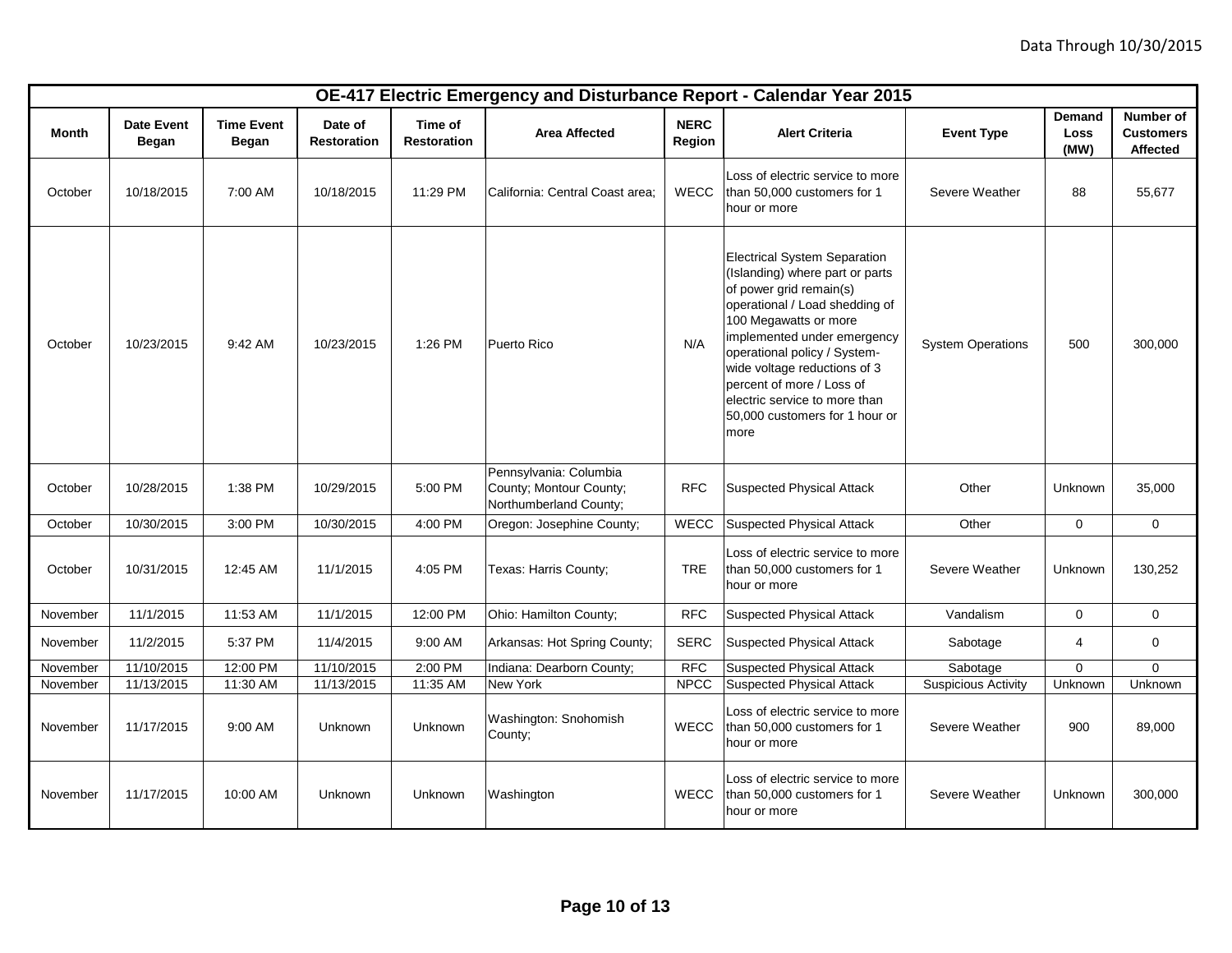Data Through 10/30/2015

# OE-417 Electric Emergency and Disturbance Report - Calendar Year 2015

| Month | Date Event Began | Time Event Began | Date of Restoration | Time of Restoration | Area Affected | NERC Region | Alert Criteria | Event Type | Demand Loss (MW) | Number of Customers Affected |
|---|---|---|---|---|---|---|---|---|---|---|
| October | 10/18/2015 | 7:00 AM | 10/18/2015 | 11:29 PM | California: Central Coast area; | WECC | Loss of electric service to more than 50,000 customers for 1 hour or more | Severe Weather | 88 | 55,677 |
| October | 10/23/2015 | 9:42 AM | 10/23/2015 | 1:26 PM | Puerto Rico | N/A | Electrical System Separation (Islanding) where part or parts of power grid remain(s) operational / Load shedding of 100 Megawatts or more implemented under emergency operational policy / System-wide voltage reductions of 3 percent of more / Loss of electric service to more than 50,000 customers for 1 hour or more | System Operations | 500 | 300,000 |
| October | 10/28/2015 | 1:38 PM | 10/29/2015 | 5:00 PM | Pennsylvania: Columbia County; Montour County; Northumberland County; | RFC | Suspected Physical Attack | Other | Unknown | 35,000 |
| October | 10/30/2015 | 3:00 PM | 10/30/2015 | 4:00 PM | Oregon: Josephine County; | WECC | Suspected Physical Attack | Other | 0 | 0 |
| October | 10/31/2015 | 12:45 AM | 11/1/2015 | 4:05 PM | Texas: Harris County; | TRE | Loss of electric service to more than 50,000 customers for 1 hour or more | Severe Weather | Unknown | 130,252 |
| November | 11/1/2015 | 11:53 AM | 11/1/2015 | 12:00 PM | Ohio: Hamilton County; | RFC | Suspected Physical Attack | Vandalism | 0 | 0 |
| November | 11/2/2015 | 5:37 PM | 11/4/2015 | 9:00 AM | Arkansas: Hot Spring County; | SERC | Suspected Physical Attack | Sabotage | 4 | 0 |
| November | 11/10/2015 | 12:00 PM | 11/10/2015 | 2:00 PM | Indiana: Dearborn County; | RFC | Suspected Physical Attack | Sabotage | 0 | 0 |
| November | 11/13/2015 | 11:30 AM | 11/13/2015 | 11:35 AM | New York | NPCC | Suspected Physical Attack | Suspicious Activity | Unknown | Unknown |
| November | 11/17/2015 | 9:00 AM | Unknown | Unknown | Washington: Snohomish County; | WECC | Loss of electric service to more than 50,000 customers for 1 hour or more | Severe Weather | 900 | 89,000 |
| November | 11/17/2015 | 10:00 AM | Unknown | Unknown | Washington | WECC | Loss of electric service to more than 50,000 customers for 1 hour or more | Severe Weather | Unknown | 300,000 |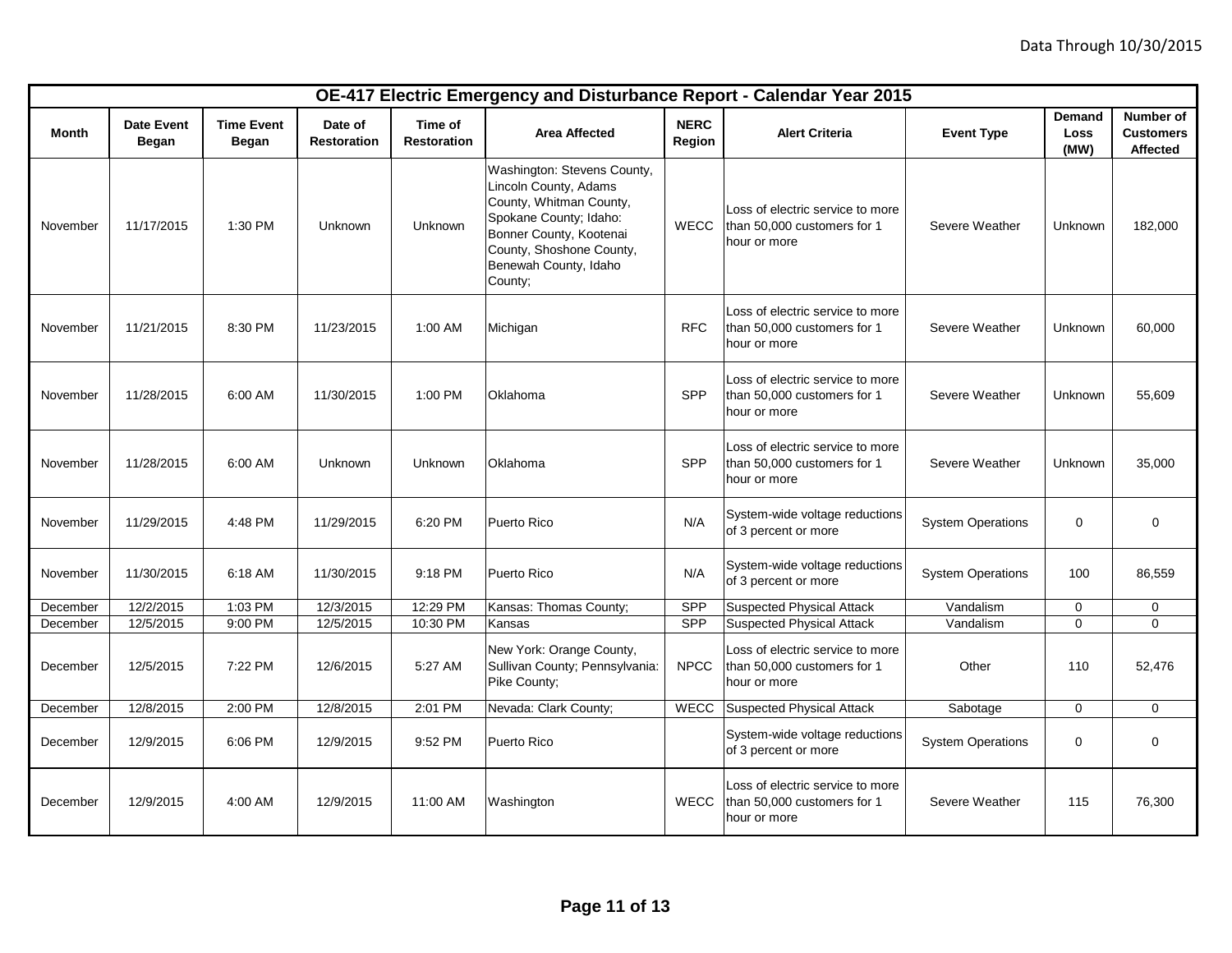Data Through 10/30/2015

| OE-417 Electric Emergency and Disturbance Report - Calendar Year 2015 | | | | | | | | | | |
|---|---|---|---|---|---|---|---|---|---|---|
| **Month** | **Date Event Began** | **Time Event Began** | **Date of Restoration** | **Time of Restoration** | **Area Affected** | **NERC Region** | **Alert Criteria** | **Event Type** | **Demand Loss (MW)** | **Number of Customers Affected** |
| November | 11/17/2015 | 1:30 PM | Unknown | Unknown | Washington: Stevens County, Lincoln County, Adams County, Whitman County, Spokane County; Idaho: Bonner County, Kootenai County, Shoshone County, Benewah County, Idaho County; | WECC | Loss of electric service to more than 50,000 customers for 1 hour or more | Severe Weather | Unknown | 182,000 |
| November | 11/21/2015 | 8:30 PM | 11/23/2015 | 1:00 AM | Michigan | RFC | Loss of electric service to more than 50,000 customers for 1 hour or more | Severe Weather | Unknown | 60,000 |
| November | 11/28/2015 | 6:00 AM | 11/30/2015 | 1:00 PM | Oklahoma | SPP | Loss of electric service to more than 50,000 customers for 1 hour or more | Severe Weather | Unknown | 55,609 |
| November | 11/28/2015 | 6:00 AM | Unknown | Unknown | Oklahoma | SPP | Loss of electric service to more than 50,000 customers for 1 hour or more | Severe Weather | Unknown | 35,000 |
| November | 11/29/2015 | 4:48 PM | 11/29/2015 | 6:20 PM | Puerto Rico | N/A | System-wide voltage reductions of 3 percent or more | System Operations | 0 | 0 |
| November | 11/30/2015 | 6:18 AM | 11/30/2015 | 9:18 PM | Puerto Rico | N/A | System-wide voltage reductions of 3 percent or more | System Operations | 100 | 86,559 |
| December | 12/2/2015 | 1:03 PM | 12/3/2015 | 12:29 PM | Kansas: Thomas County; | SPP | Suspected Physical Attack | Vandalism | 0 | 0 |
| December | 12/5/2015 | 9:00 PM | 12/5/2015 | 10:30 PM | Kansas | SPP | Suspected Physical Attack | Vandalism | 0 | 0 |
| December | 12/5/2015 | 7:22 PM | 12/6/2015 | 5:27 AM | New York: Orange County, Sullivan County; Pennsylvania: Pike County; | NPCC | Loss of electric service to more than 50,000 customers for 1 hour or more | Other | 110 | 52,476 |
| December | 12/8/2015 | 2:00 PM | 12/8/2015 | 2:01 PM | Nevada: Clark County; | WECC | Suspected Physical Attack | Sabotage | 0 | 0 |
| December | 12/9/2015 | 6:06 PM | 12/9/2015 | 9:52 PM | Puerto Rico | | System-wide voltage reductions of 3 percent or more | System Operations | 0 | 0 |
| December | 12/9/2015 | 4:00 AM | 12/9/2015 | 11:00 AM | Washington | WECC | Loss of electric service to more than 50,000 customers for 1 hour or more | Severe Weather | 115 | 76,300 |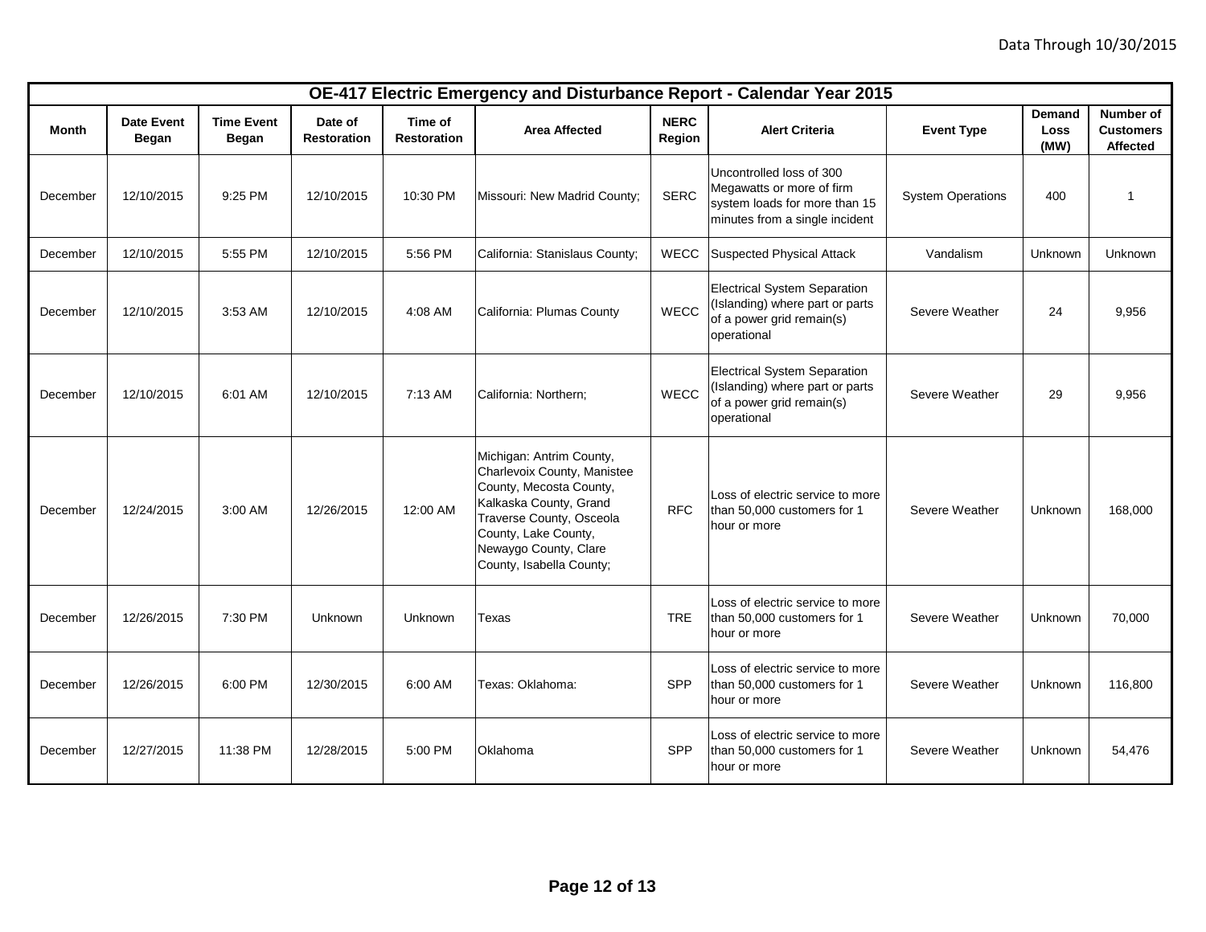Data Through 10/30/2015

| OE-417 Electric Emergency and Disturbance Report - Calendar Year 2015 | | | | | | | | | | |
|---|---|---|---|---|---|---|---|---|---|---|
| Month | Date Event Began | Time Event Began | Date of Restoration | Time of Restoration | Area Affected | NERC Region | Alert Criteria | Event Type | Demand Loss (MW) | Number of Customers Affected |
| December | 12/10/2015 | 9:25 PM | 12/10/2015 | 10:30 PM | Missouri: New Madrid County; | SERC | Uncontrolled loss of 300 Megawatts or more of firm system loads for more than 15 minutes from a single incident | System Operations | 400 | 1 |
| December | 12/10/2015 | 5:55 PM | 12/10/2015 | 5:56 PM | California: Stanislaus County; | WECC | Suspected Physical Attack | Vandalism | Unknown | Unknown |
| December | 12/10/2015 | 3:53 AM | 12/10/2015 | 4:08 AM | California: Plumas County | WECC | Electrical System Separation (Islanding) where part or parts of a power grid remain(s) operational | Severe Weather | 24 | 9,956 |
| December | 12/10/2015 | 6:01 AM | 12/10/2015 | 7:13 AM | California: Northern; | WECC | Electrical System Separation (Islanding) where part or parts of a power grid remain(s) operational | Severe Weather | 29 | 9,956 |
| December | 12/24/2015 | 3:00 AM | 12/26/2015 | 12:00 AM | Michigan: Antrim County, Charlevoix County, Manistee County, Mecosta County, Kalkaska County, Grand Traverse County, Osceola County, Lake County, Newaygo County, Clare County, Isabella County; | RFC | Loss of electric service to more than 50,000 customers for 1 hour or more | Severe Weather | Unknown | 168,000 |
| December | 12/26/2015 | 7:30 PM | Unknown | Unknown | Texas | TRE | Loss of electric service to more than 50,000 customers for 1 hour or more | Severe Weather | Unknown | 70,000 |
| December | 12/26/2015 | 6:00 PM | 12/30/2015 | 6:00 AM | Texas: Oklahoma: | SPP | Loss of electric service to more than 50,000 customers for 1 hour or more | Severe Weather | Unknown | 116,800 |
| December | 12/27/2015 | 11:38 PM | 12/28/2015 | 5:00 PM | Oklahoma | SPP | Loss of electric service to more than 50,000 customers for 1 hour or more | Severe Weather | Unknown | 54,476 |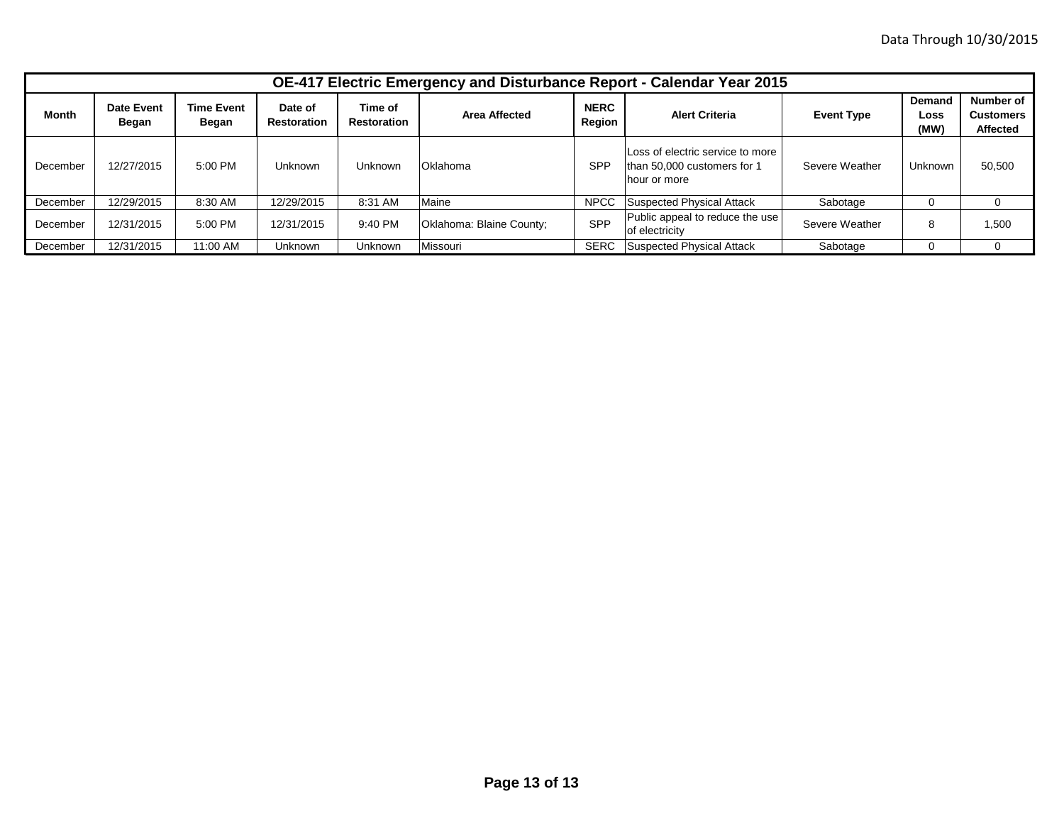| OE-417 Electric Emergency and Disturbance Report - Calendar Year 2015 | | | | | | | | | | |
|---|---|---|---|---|---|---|---|---|---|---|
| **Month** | **Date Event Began** | **Time Event Began** | **Date of Restoration** | **Time of Restoration** | **Area Affected** | **NERC Region** | **Alert Criteria** | **Event Type** | **Demand Loss (MW)** | **Number of Customers Affected** |
| December | 12/27/2015 | 5:00 PM | Unknown | Unknown | Oklahoma | SPP | Loss of electric service to more than 50,000 customers for 1 hour or more | Severe Weather | Unknown | 50,500 |
| December | 12/29/2015 | 8:30 AM | 12/29/2015 | 8:31 AM | Maine | NPCC | Suspected Physical Attack | Sabotage | 0 | 0 |
| December | 12/31/2015 | 5:00 PM | 12/31/2015 | 9:40 PM | Oklahoma: Blaine County; | SPP | Public appeal to reduce the use of electricity | Severe Weather | 8 | 1,500 |
| December | 12/31/2015 | 11:00 AM | Unknown | Unknown | Missouri | SERC | Suspected Physical Attack | Sabotage | 0 | 0 |